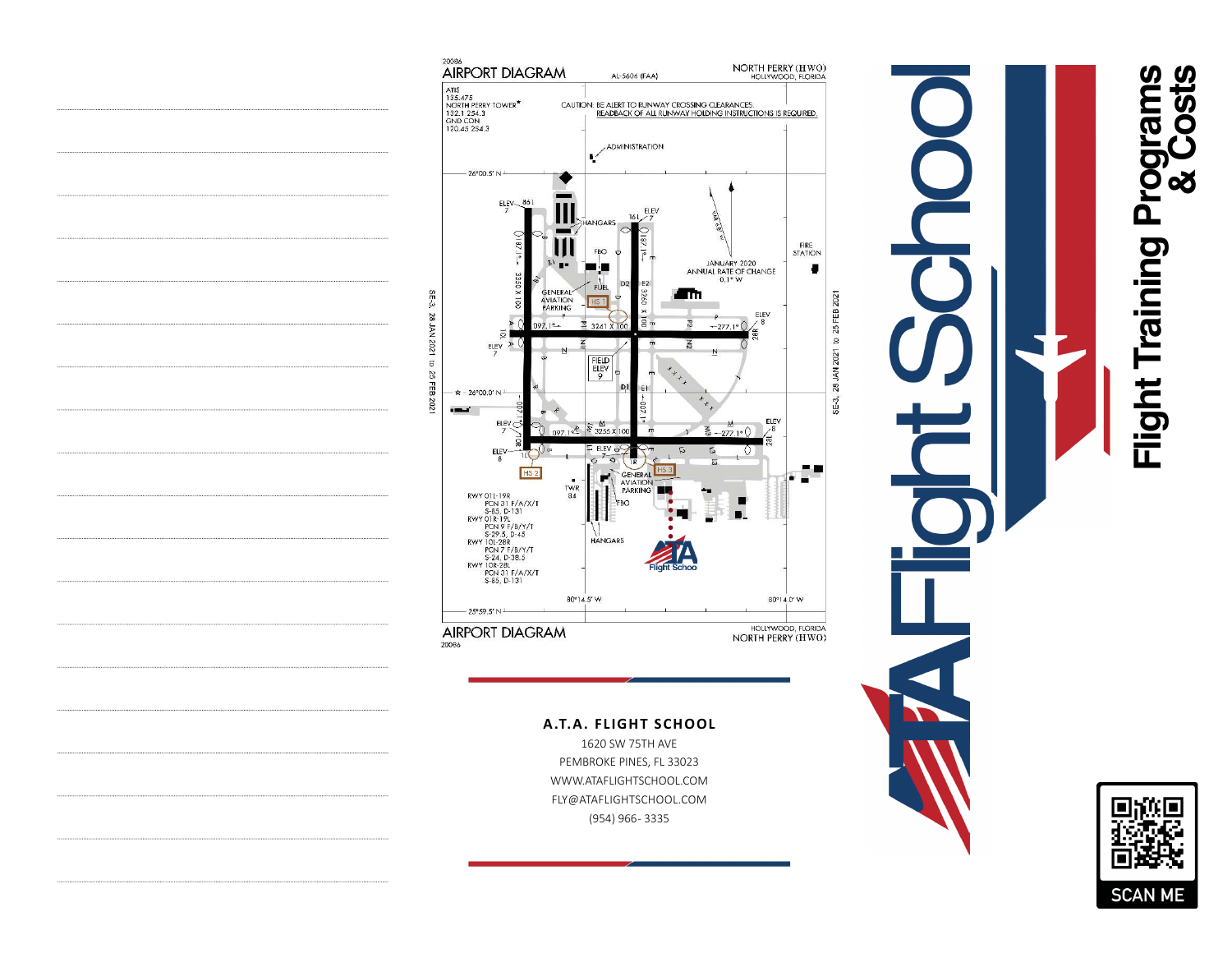20086

## AIRPORT DIAGRAM

AL-5606 (FAA)

NORTH PERRY (HWO)
HOLLYWOOD, FLORIDA

ATIS
135.475
NORTH PERRY TOWER*
132.1 254.3
GND CON
120.45 254.3

CAUTION: BE ALERT TO RUNWAY CROSSING CLEARANCES.
READBACK OF ALL RUNWAY HOLDING INSTRUCTIONS IS REQUIRED.

ADMINISTRATION

JANUARY 2020
ANNUAL RATE OF CHANGE
0.1° W

HANGARS · FBO · FUEL · GENERAL AVIATION PARKING · FIRE STATION · FIELD ELEV 9 · TWR 84 · HS 1 · HS 2 · HS 3

RWY 01L-19R
PCN 31 F/A/X/T
S-65, D-131
RWY 01R-19L
PCN 9 F/B/Y/T
S-29.5, D-45
RWY 10L-28R
PCN 7 F/B/Y/T
S-24, D-38.5
RWY 10R-28L
PCN 31 F/A/X/T
S-65, D-131

SE-3, 28 JAN 2021 to 25 FEB 2021

## AIRPORT DIAGRAM

20086

HOLLYWOOD, FLORIDA
NORTH PERRY (HWO)

**A.T.A. FLIGHT SCHOOL**

1620 SW 75TH AVE
PEMBROKE PINES, FL 33023
WWW.ATAFLIGHTSCHOOL.COM
FLY@ATAFLIGHTSCHOOL.COM
(954) 966- 3335

# ATA Flight School

# Flight Training Programs & Costs

SCAN ME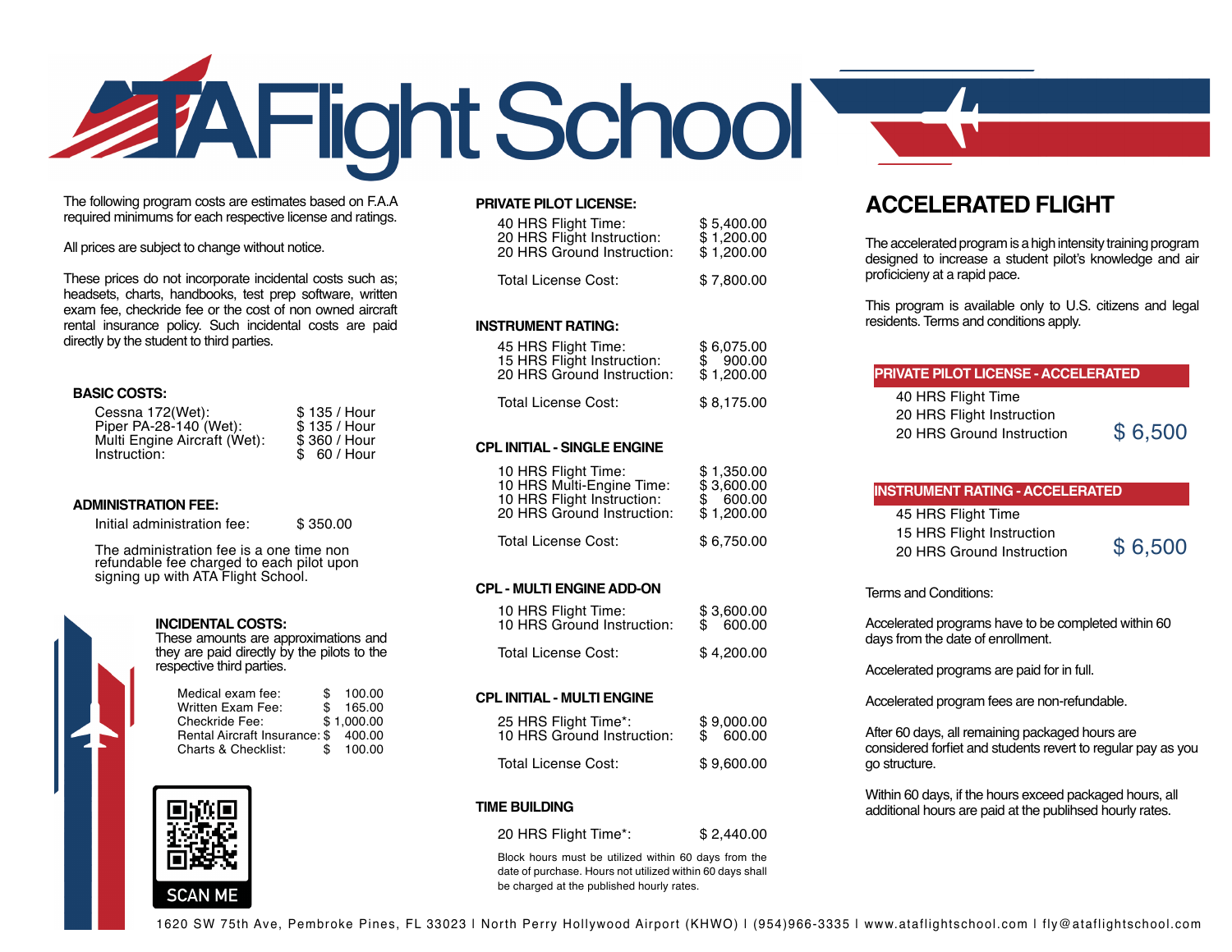# ATA Flight School

The following program costs are estimates based on F.A.A required minimums for each respective license and ratings.

All prices are subject to change without notice.

These prices do not incorporate incidental costs such as; headsets, charts, handbooks, test prep software, written exam fee, checkride fee or the cost of non owned aircraft rental insurance policy. Such incidental costs are paid directly by the student to third parties.

### BASIC COSTS:

| | |
|---|---|
| Cessna 172(Wet): | $ 135 / Hour |
| Piper PA-28-140 (Wet): | $ 135 / Hour |
| Multi Engine Aircraft (Wet): | $ 360 / Hour |
| Instruction: | $ 60 / Hour |

### ADMINISTRATION FEE:

| | |
|---|---|
| Initial administration fee: | $ 350.00 |

The administration fee is a one time non refundable fee charged to each pilot upon signing up with ATA Flight School.

### INCIDENTAL COSTS:

These amounts are approximations and they are paid directly by the pilots to the respective third parties.

| | |
|---|---|
| Medical exam fee: | $ 100.00 |
| Written Exam Fee: | $ 165.00 |
| Checkride Fee: | $ 1,000.00 |
| Rental Aircraft Insurance: | $ 400.00 |
| Charts & Checklist: | $ 100.00 |

SCAN ME

### PRIVATE PILOT LICENSE:

| | |
|---|---|
| 40 HRS Flight Time: | $ 5,400.00 |
| 20 HRS Flight Instruction: | $ 1,200.00 |
| 20 HRS Ground Instruction: | $ 1,200.00 |
| Total License Cost: | $ 7,800.00 |

### INSTRUMENT RATING:

| | |
|---|---|
| 45 HRS Flight Time: | $ 6,075.00 |
| 15 HRS Flight Instruction: | $ 900.00 |
| 20 HRS Ground Instruction: | $ 1,200.00 |
| Total License Cost: | $ 8,175.00 |

### CPL INITIAL - SINGLE ENGINE

| | |
|---|---|
| 10 HRS Flight Time: | $ 1,350.00 |
| 10 HRS Multi-Engine Time: | $ 3,600.00 |
| 10 HRS Flight Instruction: | $ 600.00 |
| 20 HRS Ground Instruction: | $ 1,200.00 |
| Total License Cost: | $ 6,750.00 |

### CPL - MULTI ENGINE ADD-ON

| | |
|---|---|
| 10 HRS Flight Time: | $ 3,600.00 |
| 10 HRS Ground Instruction: | $ 600.00 |
| Total License Cost: | $ 4,200.00 |

### CPL INITIAL - MULTI ENGINE

| | |
|---|---|
| 25 HRS Flight Time*: | $ 9,000.00 |
| 10 HRS Ground Instruction: | $ 600.00 |
| Total License Cost: | $ 9,600.00 |

### TIME BUILDING

| | |
|---|---|
| 20 HRS Flight Time*: | $ 2,440.00 |

Block hours must be utilized within 60 days from the date of purchase. Hours not utilized within 60 days shall be charged at the published hourly rates.

## ACCELERATED FLIGHT

The accelerated program is a high intensity training program designed to increase a student pilot's knowledge and air proficicieny at a rapid pace.

This program is available only to U.S. citizens and legal residents. Terms and conditions apply.

### PRIVATE PILOT LICENSE - ACCELERATED

- 40 HRS Flight Time
- 20 HRS Flight Instruction
- 20 HRS Ground Instruction

**$ 6,500**

### INSTRUMENT RATING - ACCELERATED

- 45 HRS Flight Time
- 15 HRS Flight Instruction
- 20 HRS Ground Instruction

**$ 6,500**

Terms and Conditions:

Accelerated programs have to be completed within 60 days from the date of enrollment.

Accelerated programs are paid for in full.

Accelerated program fees are non-refundable.

After 60 days, all remaining packaged hours are considered forfiet and students revert to regular pay as you go structure.

Within 60 days, if the hours exceed packaged hours, all additional hours are paid at the publihsed hourly rates.

1620 SW 75th Ave, Pembroke Pines, FL 33023 | North Perry Hollywood Airport (KHWO) | (954)966-3335 | www.ataflightschool.com | fly@ataflightschool.com